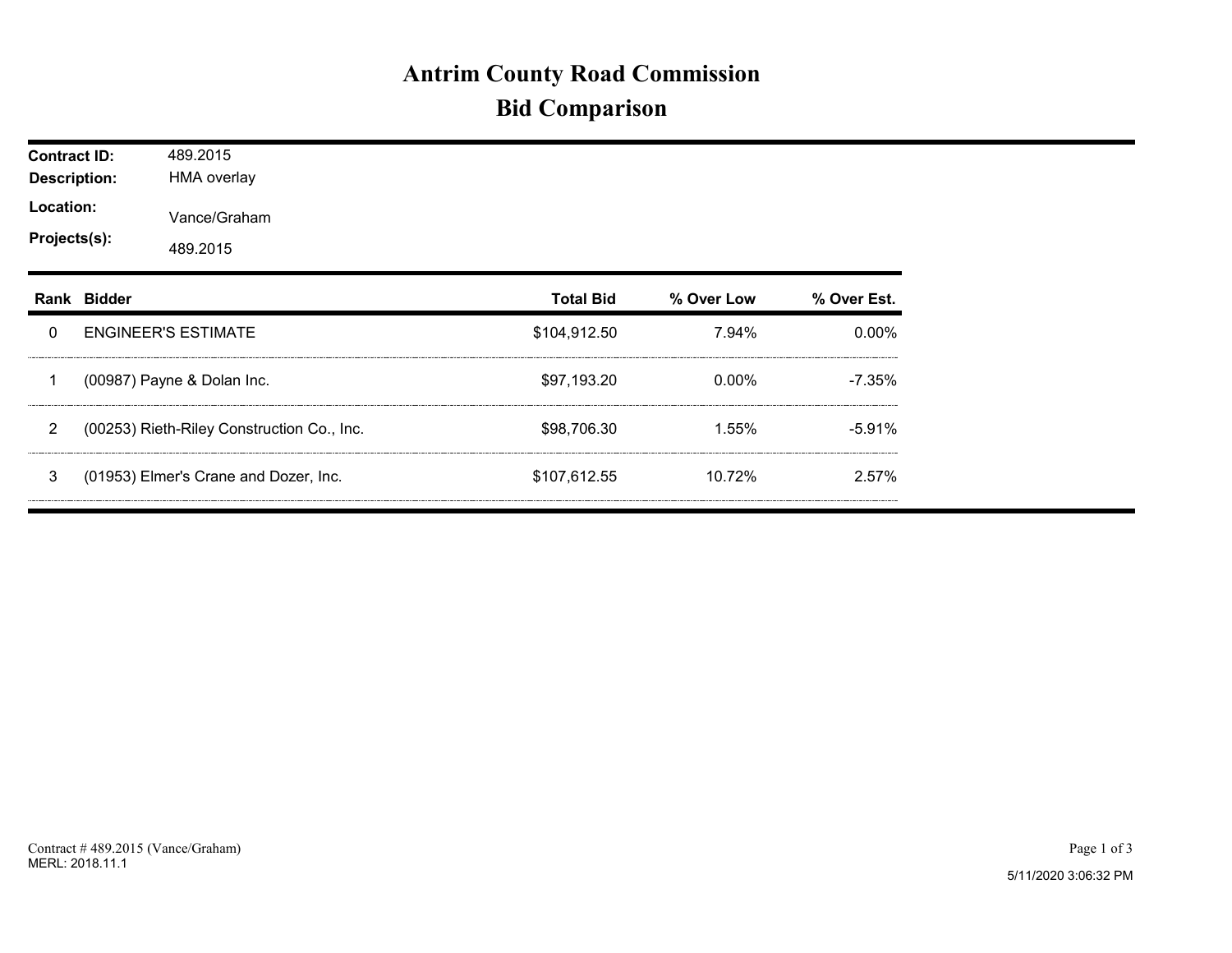# Antrim County Road Commission
## Bid Comparison

**Contract ID:** 489.2015
**Description:** HMA overlay
**Location:** Vance/Graham
**Projects(s):** 489.2015

| Rank | Bidder | Total Bid | % Over Low | % Over Est. |
|---|---|---|---|---|
| 0 | ENGINEER'S ESTIMATE | $104,912.50 | 7.94% | 0.00% |
| 1 | (00987) Payne & Dolan Inc. | $97,193.20 | 0.00% | -7.35% |
| 2 | (00253) Rieth-Riley Construction Co., Inc. | $98,706.30 | 1.55% | -5.91% |
| 3 | (01953) Elmer's Crane and Dozer, Inc. | $107,612.55 | 10.72% | 2.57% |

Contract # 489.2015 (Vance/Graham)
MERL: 2018.11.1

5/11/2020 3:06:32 PM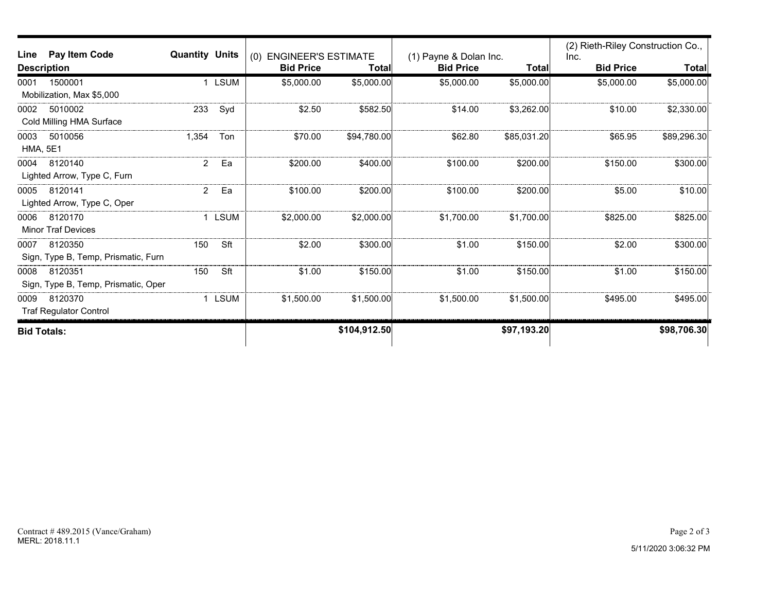| Line | Pay Item Code | Description | Quantity | Units | (0) ENGINEER'S ESTIMATE Bid Price | (0) ENGINEER'S ESTIMATE Total | (1) Payne & Dolan Inc. Bid Price | (1) Payne & Dolan Inc. Total | (2) Rieth-Riley Construction Co., Inc. Bid Price | (2) Rieth-Riley Construction Co., Inc. Total |
|---|---|---|---|---|---|---|---|---|---|---|
| 0001 | 1500001 | Mobilization, Max $5,000 | 1 | LSUM | $5,000.00 | $5,000.00 | $5,000.00 | $5,000.00 | $5,000.00 | $5,000.00 |
| 0002 | 5010002 | Cold Milling HMA Surface | 233 | Syd | $2.50 | $582.50 | $14.00 | $3,262.00 | $10.00 | $2,330.00 |
| 0003 | 5010056 | HMA, 5E1 | 1,354 | Ton | $70.00 | $94,780.00 | $62.80 | $85,031.20 | $65.95 | $89,296.30 |
| 0004 | 8120140 | Lighted Arrow, Type C, Furn | 2 | Ea | $200.00 | $400.00 | $100.00 | $200.00 | $150.00 | $300.00 |
| 0005 | 8120141 | Lighted Arrow, Type C, Oper | 2 | Ea | $100.00 | $200.00 | $100.00 | $200.00 | $5.00 | $10.00 |
| 0006 | 8120170 | Minor Traf Devices | 1 | LSUM | $2,000.00 | $2,000.00 | $1,700.00 | $1,700.00 | $825.00 | $825.00 |
| 0007 | 8120350 | Sign, Type B, Temp, Prismatic, Furn | 150 | Sft | $2.00 | $300.00 | $1.00 | $150.00 | $2.00 | $300.00 |
| 0008 | 8120351 | Sign, Type B, Temp, Prismatic, Oper | 150 | Sft | $1.00 | $150.00 | $1.00 | $150.00 | $1.00 | $150.00 |
| 0009 | 8120370 | Traf Regulator Control | 1 | LSUM | $1,500.00 | $1,500.00 | $1,500.00 | $1,500.00 | $495.00 | $495.00 |
| **Bid Totals:** | | | | | | **$104,912.50** | | **$97,193.20** | | **$98,706.30** |

Contract # 489.2015 (Vance/Graham)
MERL: 2018.11.1

5/11/2020 3:06:32 PM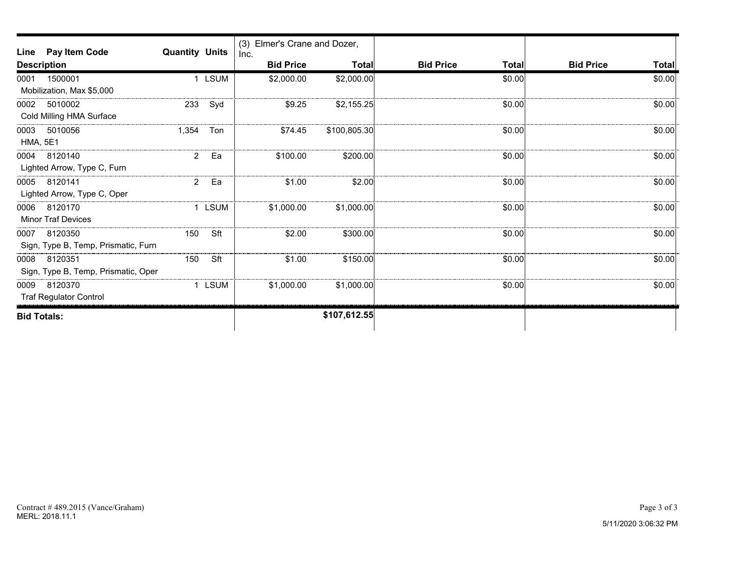| Line Pay Item Code Description | Quantity | Units | (3) Elmer's Crane and Dozer, Inc. Bid Price | Total | Bid Price | Total | Bid Price | Total |
|---|---|---|---|---|---|---|---|---|
| 0001 1500001 Mobilization, Max $5,000 | 1 | LSUM | $2,000.00 | $2,000.00 | | $0.00 | | $0.00 |
| 0002 5010002 Cold Milling HMA Surface | 233 | Syd | $9.25 | $2,155.25 | | $0.00 | | $0.00 |
| 0003 5010056 HMA, 5E1 | 1,354 | Ton | $74.45 | $100,805.30 | | $0.00 | | $0.00 |
| 0004 8120140 Lighted Arrow, Type C, Furn | 2 | Ea | $100.00 | $200.00 | | $0.00 | | $0.00 |
| 0005 8120141 Lighted Arrow, Type C, Oper | 2 | Ea | $1.00 | $2.00 | | $0.00 | | $0.00 |
| 0006 8120170 Minor Traf Devices | 1 | LSUM | $1,000.00 | $1,000.00 | | $0.00 | | $0.00 |
| 0007 8120350 Sign, Type B, Temp, Prismatic, Furn | 150 | Sft | $2.00 | $300.00 | | $0.00 | | $0.00 |
| 0008 8120351 Sign, Type B, Temp, Prismatic, Oper | 150 | Sft | $1.00 | $150.00 | | $0.00 | | $0.00 |
| 0009 8120370 Traf Regulator Control | 1 | LSUM | $1,000.00 | $1,000.00 | | $0.00 | | $0.00 |
| **Bid Totals:** | | | | **$107,612.55** | | | | |

Contract # 489.2015 (Vance/Graham)
MERL: 2018.11.1

5/11/2020 3:06:32 PM